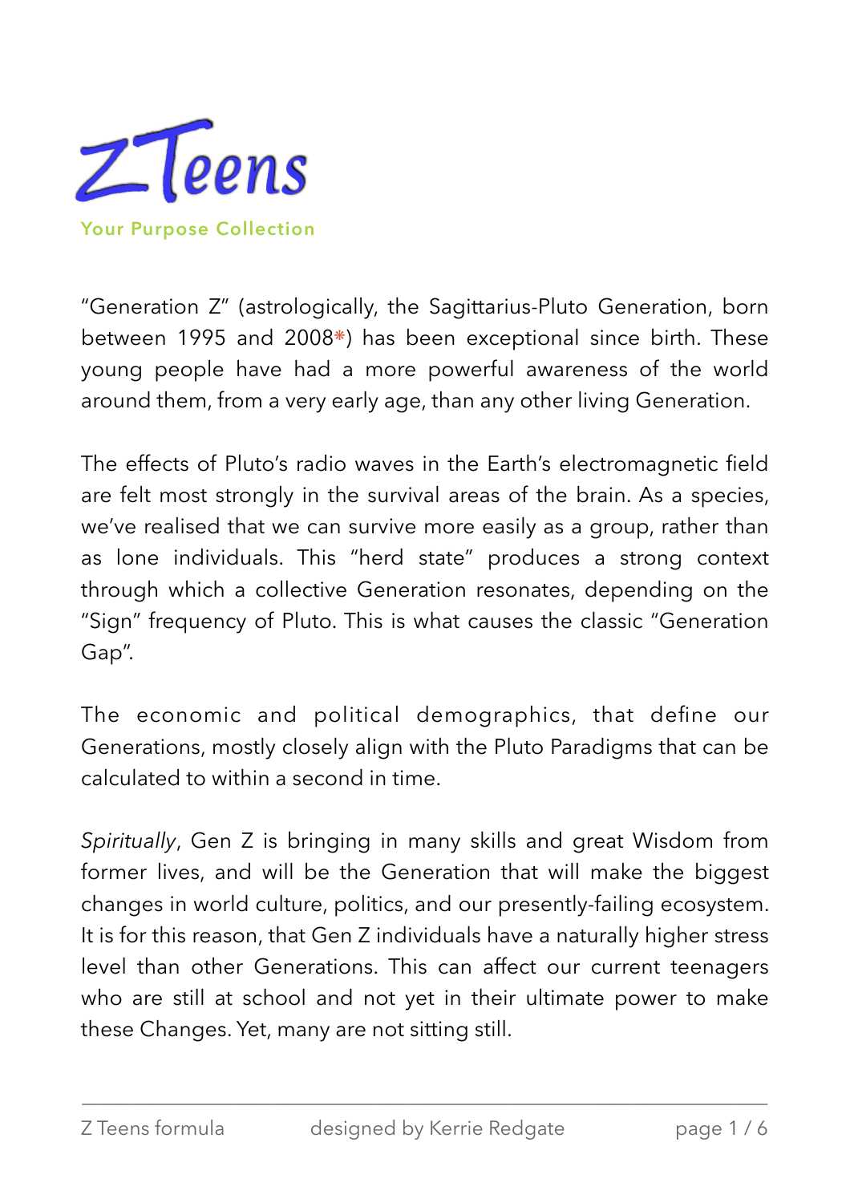# Z Teens

Your Purpose Collection

"Generation Z" (astrologically, the Sagittarius-Pluto Generation, born between 1995 and 2008*) has been exceptional since birth. These young people have had a more powerful awareness of the world around them, from a very early age, than any other living Generation.

The effects of Pluto's radio waves in the Earth's electromagnetic field are felt most strongly in the survival areas of the brain. As a species, we've realised that we can survive more easily as a group, rather than as lone individuals. This "herd state" produces a strong context through which a collective Generation resonates, depending on the "Sign" frequency of Pluto. This is what causes the classic "Generation Gap".

The economic and political demographics, that define our Generations, mostly closely align with the Pluto Paradigms that can be calculated to within a second in time.

*Spiritually*, Gen Z is bringing in many skills and great Wisdom from former lives, and will be the Generation that will make the biggest changes in world culture, politics, and our presently-failing ecosystem. It is for this reason, that Gen Z individuals have a naturally higher stress level than other Generations. This can affect our current teenagers who are still at school and not yet in their ultimate power to make these Changes. Yet, many are not sitting still.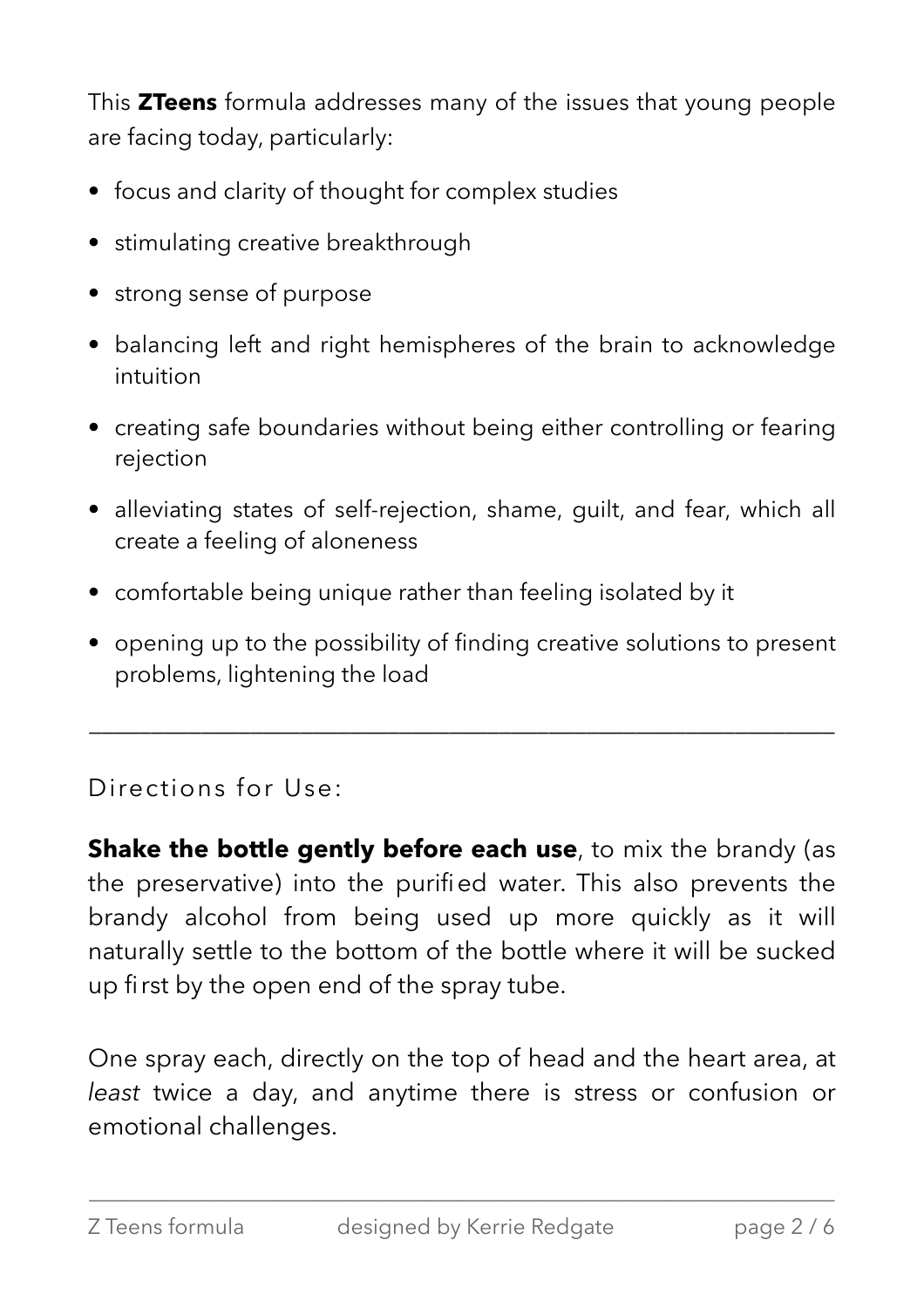This **ZTeens** formula addresses many of the issues that young people are facing today, particularly:

- focus and clarity of thought for complex studies
- stimulating creative breakthrough
- strong sense of purpose
- balancing left and right hemispheres of the brain to acknowledge intuition
- creating safe boundaries without being either controlling or fearing rejection
- alleviating states of self-rejection, shame, guilt, and fear, which all create a feeling of aloneness
- comfortable being unique rather than feeling isolated by it
- opening up to the possibility of finding creative solutions to present problems, lightening the load

---

Directions for Use:

**Shake the bottle gently before each use**, to mix the brandy (as the preservative) into the purified water. This also prevents the brandy alcohol from being used up more quickly as it will naturally settle to the bottom of the bottle where it will be sucked up first by the open end of the spray tube.

One spray each, directly on the top of head and the heart area, at *least* twice a day, and anytime there is stress or confusion or emotional challenges.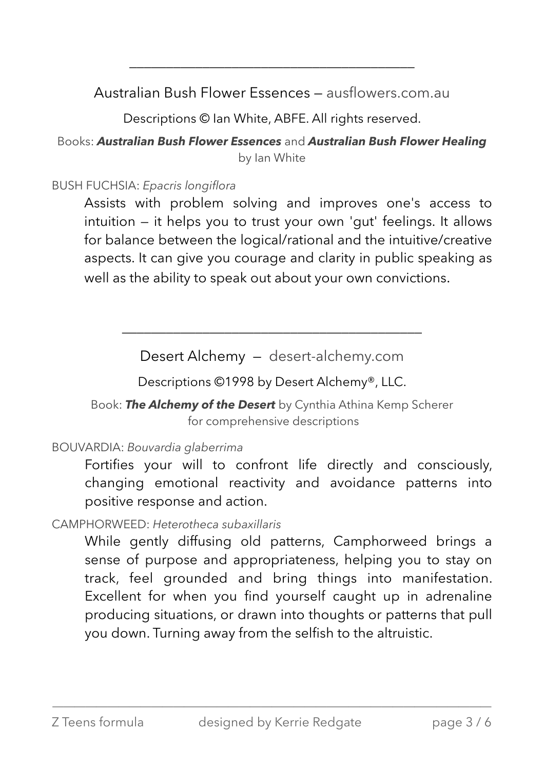---

## Australian Bush Flower Essences — ausflowers.com.au

Descriptions © Ian White, ABFE. All rights reserved.

Books: ***Australian Bush Flower Essences*** and ***Australian Bush Flower Healing*** by Ian White

BUSH FUCHSIA: *Epacris longiflora*

Assists with problem solving and improves one's access to intuition — it helps you to trust your own 'gut' feelings. It allows for balance between the logical/rational and the intuitive/creative aspects. It can give you courage and clarity in public speaking as well as the ability to speak out about your own convictions.

---

## Desert Alchemy — desert-alchemy.com

Descriptions ©1998 by Desert Alchemy®, LLC.

Book: ***The Alchemy of the Desert*** by Cynthia Athina Kemp Scherer for comprehensive descriptions

BOUVARDIA: *Bouvardia glaberrima*

Fortifies your will to confront life directly and consciously, changing emotional reactivity and avoidance patterns into positive response and action.

CAMPHORWEED: *Heterotheca subaxillaris*

While gently diffusing old patterns, Camphorweed brings a sense of purpose and appropriateness, helping you to stay on track, feel grounded and bring things into manifestation. Excellent for when you find yourself caught up in adrenaline producing situations, or drawn into thoughts or patterns that pull you down. Turning away from the selfish to the altruistic.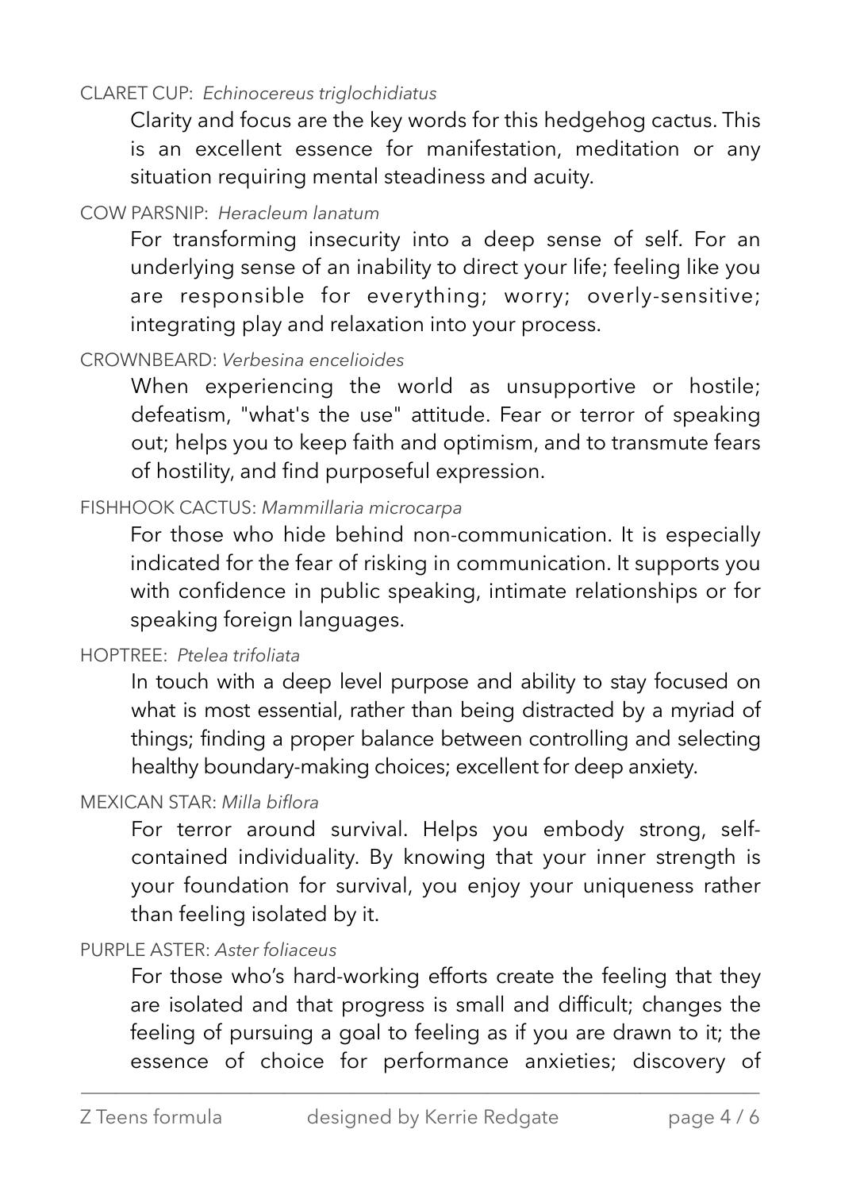CLARET CUP: *Echinocereus triglochidiatus*

Clarity and focus are the key words for this hedgehog cactus. This is an excellent essence for manifestation, meditation or any situation requiring mental steadiness and acuity.

COW PARSNIP: *Heracleum lanatum*

For transforming insecurity into a deep sense of self. For an underlying sense of an inability to direct your life; feeling like you are responsible for everything; worry; overly-sensitive; integrating play and relaxation into your process.

CROWNBEARD: *Verbesina encelioides*

When experiencing the world as unsupportive or hostile; defeatism, "what's the use" attitude. Fear or terror of speaking out; helps you to keep faith and optimism, and to transmute fears of hostility, and find purposeful expression.

FISHHOOK CACTUS: *Mammillaria microcarpa*

For those who hide behind non-communication. It is especially indicated for the fear of risking in communication. It supports you with confidence in public speaking, intimate relationships or for speaking foreign languages.

HOPTREE: *Ptelea trifoliata*

In touch with a deep level purpose and ability to stay focused on what is most essential, rather than being distracted by a myriad of things; finding a proper balance between controlling and selecting healthy boundary-making choices; excellent for deep anxiety.

MEXICAN STAR: *Milla biflora*

For terror around survival. Helps you embody strong, self-contained individuality. By knowing that your inner strength is your foundation for survival, you enjoy your uniqueness rather than feeling isolated by it.

PURPLE ASTER: *Aster foliaceus*

For those who's hard-working efforts create the feeling that they are isolated and that progress is small and difficult; changes the feeling of pursuing a goal to feeling as if you are drawn to it; the essence of choice for performance anxieties; discovery of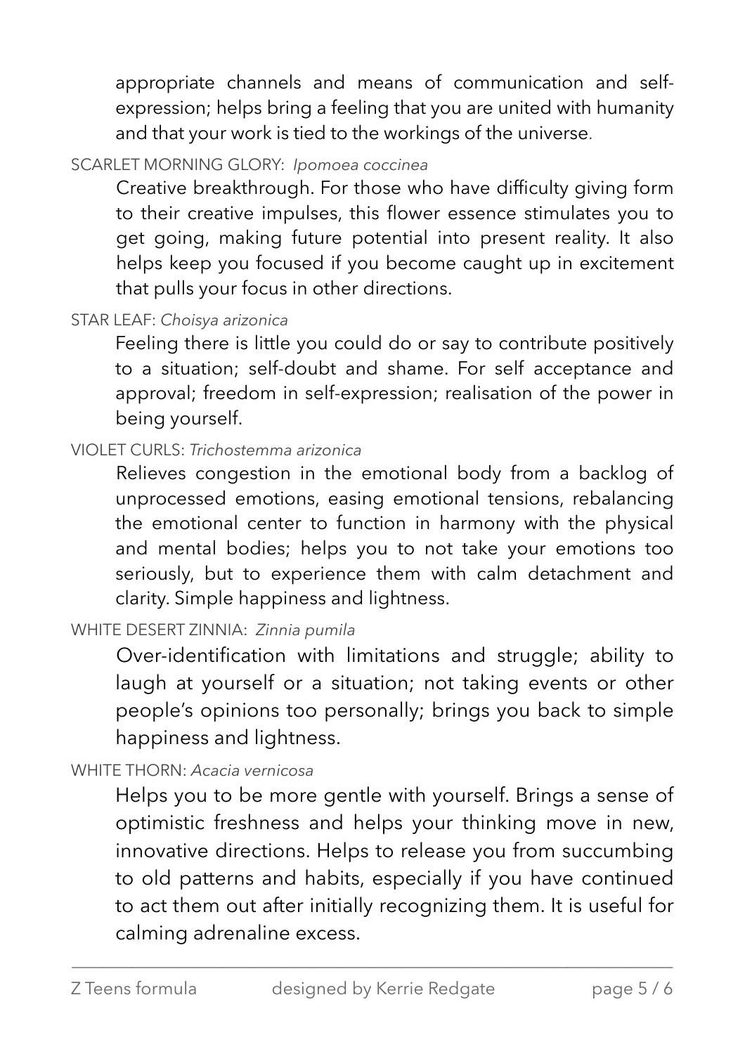appropriate channels and means of communication and self-expression; helps bring a feeling that you are united with humanity and that your work is tied to the workings of the universe.

SCARLET MORNING GLORY: *Ipomoea coccinea*

Creative breakthrough. For those who have difficulty giving form to their creative impulses, this flower essence stimulates you to get going, making future potential into present reality. It also helps keep you focused if you become caught up in excitement that pulls your focus in other directions.

STAR LEAF: *Choisya arizonica*

Feeling there is little you could do or say to contribute positively to a situation; self-doubt and shame. For self acceptance and approval; freedom in self-expression; realisation of the power in being yourself.

VIOLET CURLS: *Trichostemma arizonica*

Relieves congestion in the emotional body from a backlog of unprocessed emotions, easing emotional tensions, rebalancing the emotional center to function in harmony with the physical and mental bodies; helps you to not take your emotions too seriously, but to experience them with calm detachment and clarity. Simple happiness and lightness.

WHITE DESERT ZINNIA: *Zinnia pumila*

Over-identification with limitations and struggle; ability to laugh at yourself or a situation; not taking events or other people's opinions too personally; brings you back to simple happiness and lightness.

WHITE THORN: *Acacia vernicosa*

Helps you to be more gentle with yourself. Brings a sense of optimistic freshness and helps your thinking move in new, innovative directions. Helps to release you from succumbing to old patterns and habits, especially if you have continued to act them out after initially recognizing them. It is useful for calming adrenaline excess.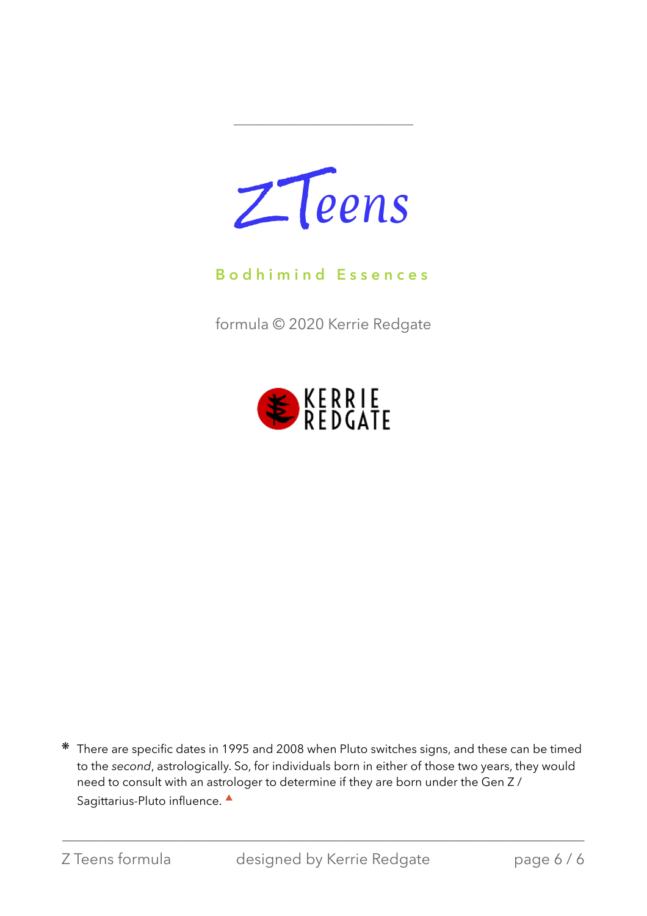# Z Teens

**Bodhimind Essences**

formula © 2020 Kerrie Redgate

KERRIE REDGATE

\* There are specific dates in 1995 and 2008 when Pluto switches signs, and these can be timed to the *second*, astrologically. So, for individuals born in either of those two years, they would need to consult with an astrologer to determine if they are born under the Gen Z / Sagittarius-Pluto influence. ▲